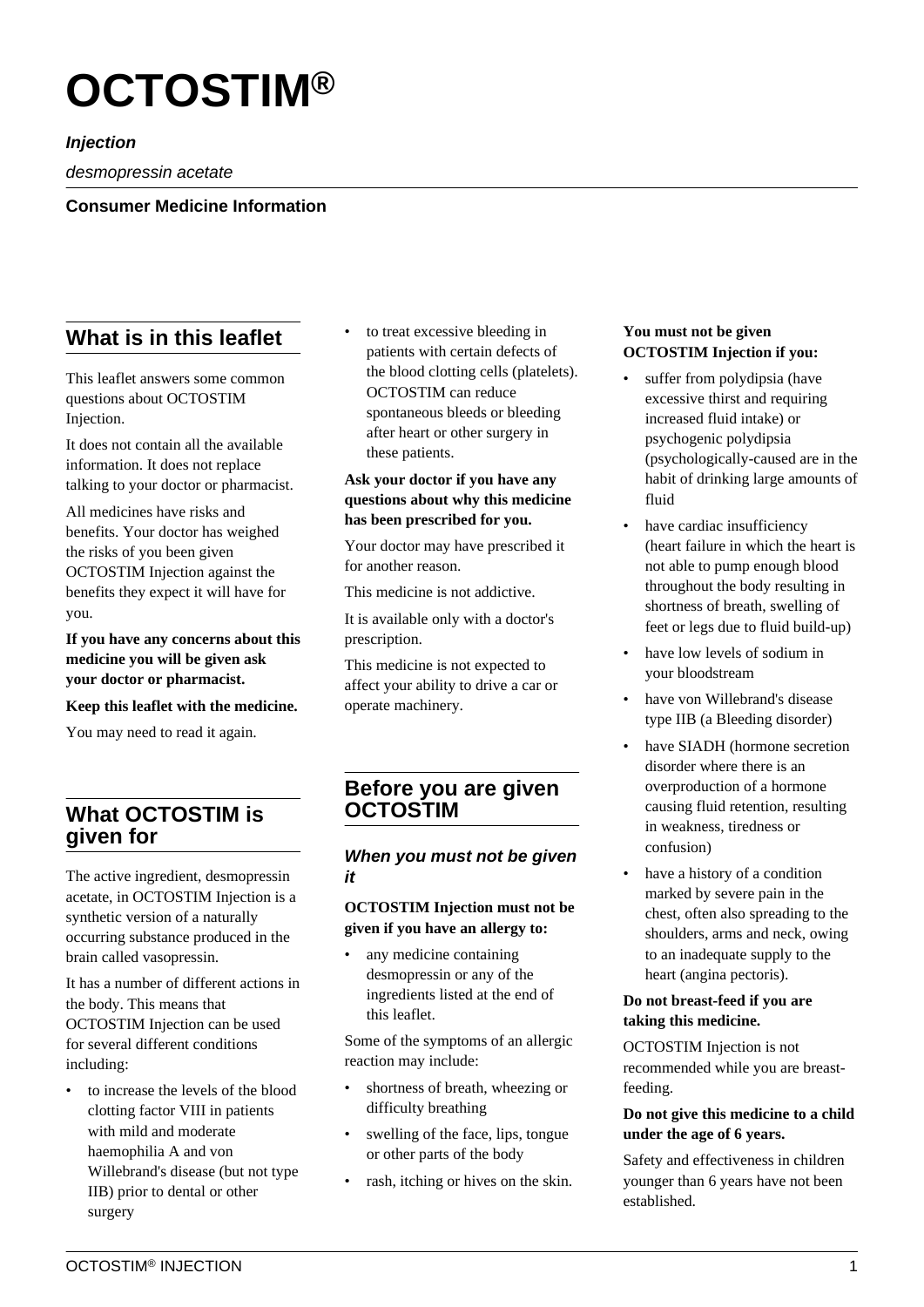# OCTOSTIM®

***Injection***

*desmopressin acetate*

**Consumer Medicine Information**

## What is in this leaflet

This leaflet answers some common questions about OCTOSTIM Injection.

It does not contain all the available information. It does not replace talking to your doctor or pharmacist.

All medicines have risks and benefits. Your doctor has weighed the risks of you been given OCTOSTIM Injection against the benefits they expect it will have for you.

**If you have any concerns about this medicine you will be given ask your doctor or pharmacist.**

**Keep this leaflet with the medicine.**

You may need to read it again.

## What OCTOSTIM is given for

The active ingredient, desmopressin acetate, in OCTOSTIM Injection is a synthetic version of a naturally occurring substance produced in the brain called vasopressin.

It has a number of different actions in the body. This means that OCTOSTIM Injection can be used for several different conditions including:

- to increase the levels of the blood clotting factor VIII in patients with mild and moderate haemophilia A and von Willebrand's disease (but not type IIB) prior to dental or other surgery
- to treat excessive bleeding in patients with certain defects of the blood clotting cells (platelets). OCTOSTIM can reduce spontaneous bleeds or bleeding after heart or other surgery in these patients.

**Ask your doctor if you have any questions about why this medicine has been prescribed for you.**

Your doctor may have prescribed it for another reason.

This medicine is not addictive.

It is available only with a doctor's prescription.

This medicine is not expected to affect your ability to drive a car or operate machinery.

## Before you are given OCTOSTIM

### When you must not be given it

**OCTOSTIM Injection must not be given if you have an allergy to:**

- any medicine containing desmopressin or any of the ingredients listed at the end of this leaflet.

Some of the symptoms of an allergic reaction may include:

- shortness of breath, wheezing or difficulty breathing
- swelling of the face, lips, tongue or other parts of the body
- rash, itching or hives on the skin.

**You must not be given OCTOSTIM Injection if you:**

- suffer from polydipsia (have excessive thirst and requiring increased fluid intake) or psychogenic polydipsia (psychologically-caused are in the habit of drinking large amounts of fluid
- have cardiac insufficiency (heart failure in which the heart is not able to pump enough blood throughout the body resulting in shortness of breath, swelling of feet or legs due to fluid build-up)
- have low levels of sodium in your bloodstream
- have von Willebrand's disease type IIB (a Bleeding disorder)
- have SIADH (hormone secretion disorder where there is an overproduction of a hormone causing fluid retention, resulting in weakness, tiredness or confusion)
- have a history of a condition marked by severe pain in the chest, often also spreading to the shoulders, arms and neck, owing to an inadequate supply to the heart (angina pectoris).

**Do not breast-feed if you are taking this medicine.**

OCTOSTIM Injection is not recommended while you are breast-feeding.

**Do not give this medicine to a child under the age of 6 years.**

Safety and effectiveness in children younger than 6 years have not been established.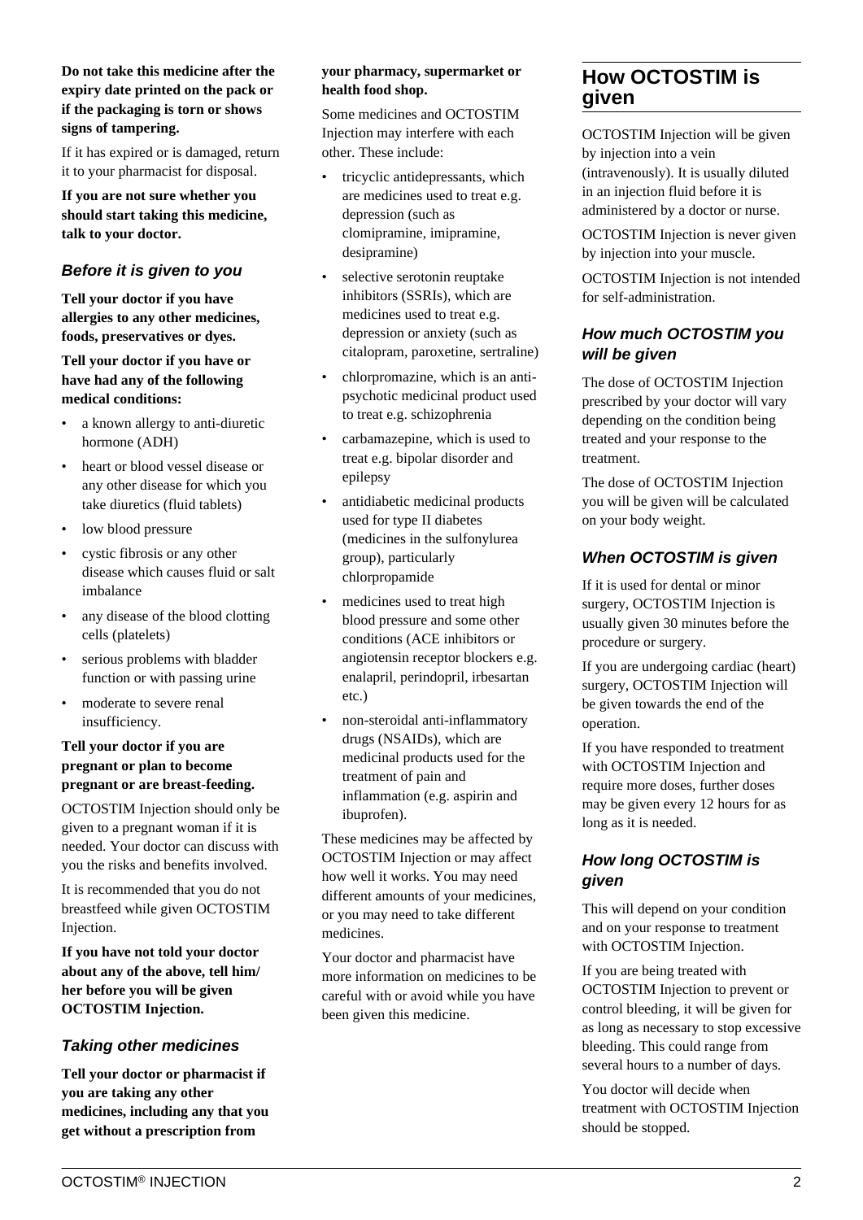**Do not take this medicine after the expiry date printed on the pack or if the packaging is torn or shows signs of tampering.**

If it has expired or is damaged, return it to your pharmacist for disposal.

**If you are not sure whether you should start taking this medicine, talk to your doctor.**

### *Before it is given to you*

**Tell your doctor if you have allergies to any other medicines, foods, preservatives or dyes.**

**Tell your doctor if you have or have had any of the following medical conditions:**

- a known allergy to anti-diuretic hormone (ADH)
- heart or blood vessel disease or any other disease for which you take diuretics (fluid tablets)
- low blood pressure
- cystic fibrosis or any other disease which causes fluid or salt imbalance
- any disease of the blood clotting cells (platelets)
- serious problems with bladder function or with passing urine
- moderate to severe renal insufficiency.

**Tell your doctor if you are pregnant or plan to become pregnant or are breast-feeding.**

OCTOSTIM Injection should only be given to a pregnant woman if it is needed. Your doctor can discuss with you the risks and benefits involved.

It is recommended that you do not breastfeed while given OCTOSTIM Injection.

**If you have not told your doctor about any of the above, tell him/ her before you will be given OCTOSTIM Injection.**

### *Taking other medicines*

**Tell your doctor or pharmacist if you are taking any other medicines, including any that you get without a prescription from your pharmacy, supermarket or health food shop.**

Some medicines and OCTOSTIM Injection may interfere with each other. These include:

- tricyclic antidepressants, which are medicines used to treat e.g. depression (such as clomipramine, imipramine, desipramine)
- selective serotonin reuptake inhibitors (SSRIs), which are medicines used to treat e.g. depression or anxiety (such as citalopram, paroxetine, sertraline)
- chlorpromazine, which is an anti-psychotic medicinal product used to treat e.g. schizophrenia
- carbamazepine, which is used to treat e.g. bipolar disorder and epilepsy
- antidiabetic medicinal products used for type II diabetes (medicines in the sulfonylurea group), particularly chlorpropamide
- medicines used to treat high blood pressure and some other conditions (ACE inhibitors or angiotensin receptor blockers e.g. enalapril, perindopril, irbesartan etc.)
- non-steroidal anti-inflammatory drugs (NSAIDs), which are medicinal products used for the treatment of pain and inflammation (e.g. aspirin and ibuprofen).

These medicines may be affected by OCTOSTIM Injection or may affect how well it works. You may need different amounts of your medicines, or you may need to take different medicines.

Your doctor and pharmacist have more information on medicines to be careful with or avoid while you have been given this medicine.

## How OCTOSTIM is given

OCTOSTIM Injection will be given by injection into a vein (intravenously). It is usually diluted in an injection fluid before it is administered by a doctor or nurse.

OCTOSTIM Injection is never given by injection into your muscle.

OCTOSTIM Injection is not intended for self-administration.

### *How much OCTOSTIM you will be given*

The dose of OCTOSTIM Injection prescribed by your doctor will vary depending on the condition being treated and your response to the treatment.

The dose of OCTOSTIM Injection you will be given will be calculated on your body weight.

### *When OCTOSTIM is given*

If it is used for dental or minor surgery, OCTOSTIM Injection is usually given 30 minutes before the procedure or surgery.

If you are undergoing cardiac (heart) surgery, OCTOSTIM Injection will be given towards the end of the operation.

If you have responded to treatment with OCTOSTIM Injection and require more doses, further doses may be given every 12 hours for as long as it is needed.

### *How long OCTOSTIM is given*

This will depend on your condition and on your response to treatment with OCTOSTIM Injection.

If you are being treated with OCTOSTIM Injection to prevent or control bleeding, it will be given for as long as necessary to stop excessive bleeding. This could range from several hours to a number of days.

You doctor will decide when treatment with OCTOSTIM Injection should be stopped.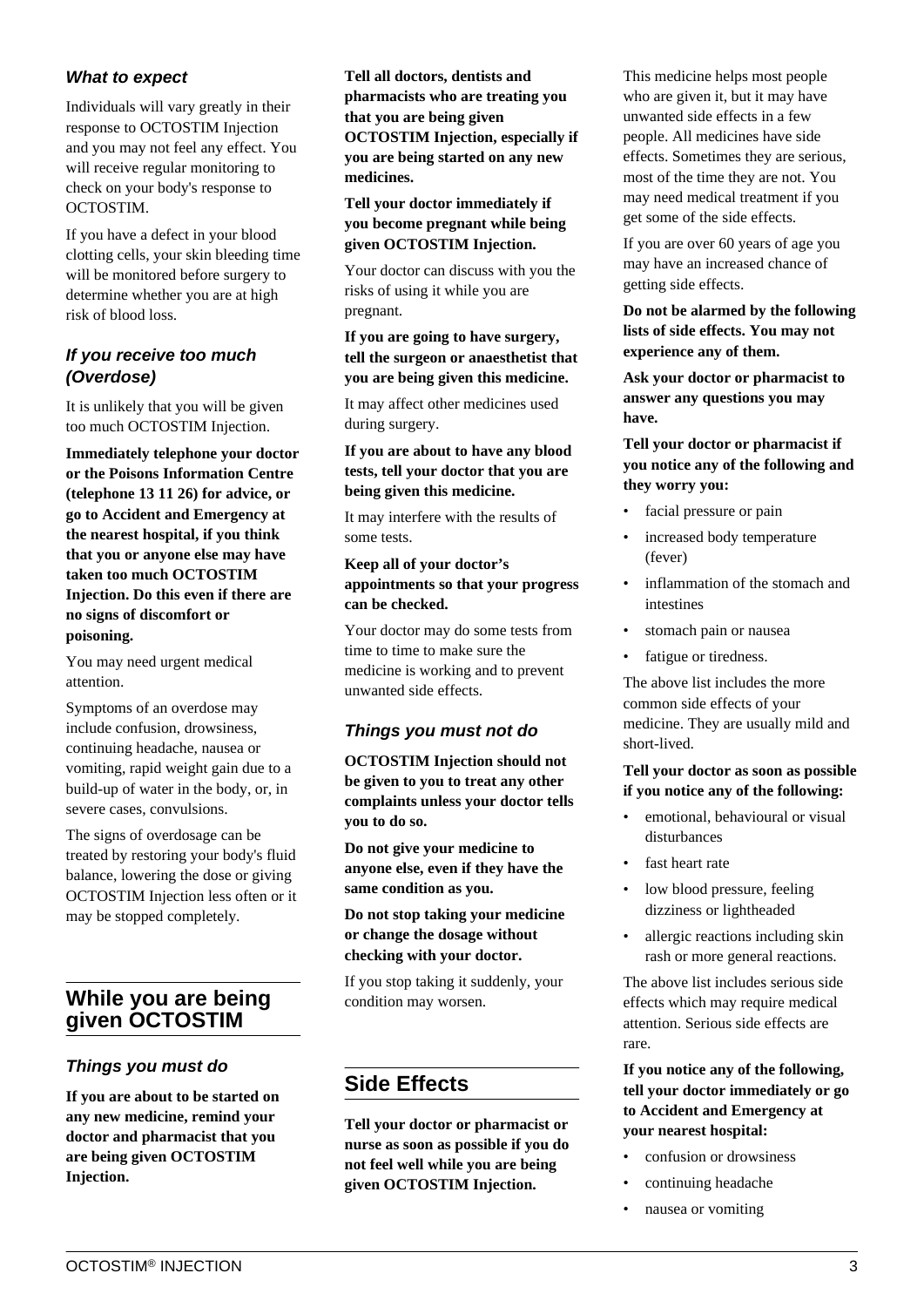### What to expect

Individuals will vary greatly in their response to OCTOSTIM Injection and you may not feel any effect. You will receive regular monitoring to check on your body's response to OCTOSTIM.

If you have a defect in your blood clotting cells, your skin bleeding time will be monitored before surgery to determine whether you are at high risk of blood loss.

### If you receive too much (Overdose)

It is unlikely that you will be given too much OCTOSTIM Injection.

**Immediately telephone your doctor or the Poisons Information Centre (telephone 13 11 26) for advice, or go to Accident and Emergency at the nearest hospital, if you think that you or anyone else may have taken too much OCTOSTIM Injection. Do this even if there are no signs of discomfort or poisoning.**

You may need urgent medical attention.

Symptoms of an overdose may include confusion, drowsiness, continuing headache, nausea or vomiting, rapid weight gain due to a build-up of water in the body, or, in severe cases, convulsions.

The signs of overdosage can be treated by restoring your body's fluid balance, lowering the dose or giving OCTOSTIM Injection less often or it may be stopped completely.

## While you are being given OCTOSTIM

### Things you must do

**If you are about to be started on any new medicine, remind your doctor and pharmacist that you are being given OCTOSTIM Injection.**

**Tell all doctors, dentists and pharmacists who are treating you that you are being given OCTOSTIM Injection, especially if you are being started on any new medicines.**

**Tell your doctor immediately if you become pregnant while being given OCTOSTIM Injection.**

Your doctor can discuss with you the risks of using it while you are pregnant.

**If you are going to have surgery, tell the surgeon or anaesthetist that you are being given this medicine.**

It may affect other medicines used during surgery.

**If you are about to have any blood tests, tell your doctor that you are being given this medicine.**

It may interfere with the results of some tests.

**Keep all of your doctor's appointments so that your progress can be checked.**

Your doctor may do some tests from time to time to make sure the medicine is working and to prevent unwanted side effects.

### Things you must not do

**OCTOSTIM Injection should not be given to you to treat any other complaints unless your doctor tells you to do so.**

**Do not give your medicine to anyone else, even if they have the same condition as you.**

**Do not stop taking your medicine or change the dosage without checking with your doctor.**

If you stop taking it suddenly, your condition may worsen.

## Side Effects

**Tell your doctor or pharmacist or nurse as soon as possible if you do not feel well while you are being given OCTOSTIM Injection.**

This medicine helps most people who are given it, but it may have unwanted side effects in a few people. All medicines have side effects. Sometimes they are serious, most of the time they are not. You may need medical treatment if you get some of the side effects.

If you are over 60 years of age you may have an increased chance of getting side effects.

**Do not be alarmed by the following lists of side effects. You may not experience any of them.**

**Ask your doctor or pharmacist to answer any questions you may have.**

**Tell your doctor or pharmacist if you notice any of the following and they worry you:**

- facial pressure or pain
- increased body temperature (fever)
- inflammation of the stomach and intestines
- stomach pain or nausea
- fatigue or tiredness.

The above list includes the more common side effects of your medicine. They are usually mild and short-lived.

**Tell your doctor as soon as possible if you notice any of the following:**

- emotional, behavioural or visual disturbances
- fast heart rate
- low blood pressure, feeling dizziness or lightheaded
- allergic reactions including skin rash or more general reactions.

The above list includes serious side effects which may require medical attention. Serious side effects are rare.

**If you notice any of the following, tell your doctor immediately or go to Accident and Emergency at your nearest hospital:**

- confusion or drowsiness
- continuing headache
- nausea or vomiting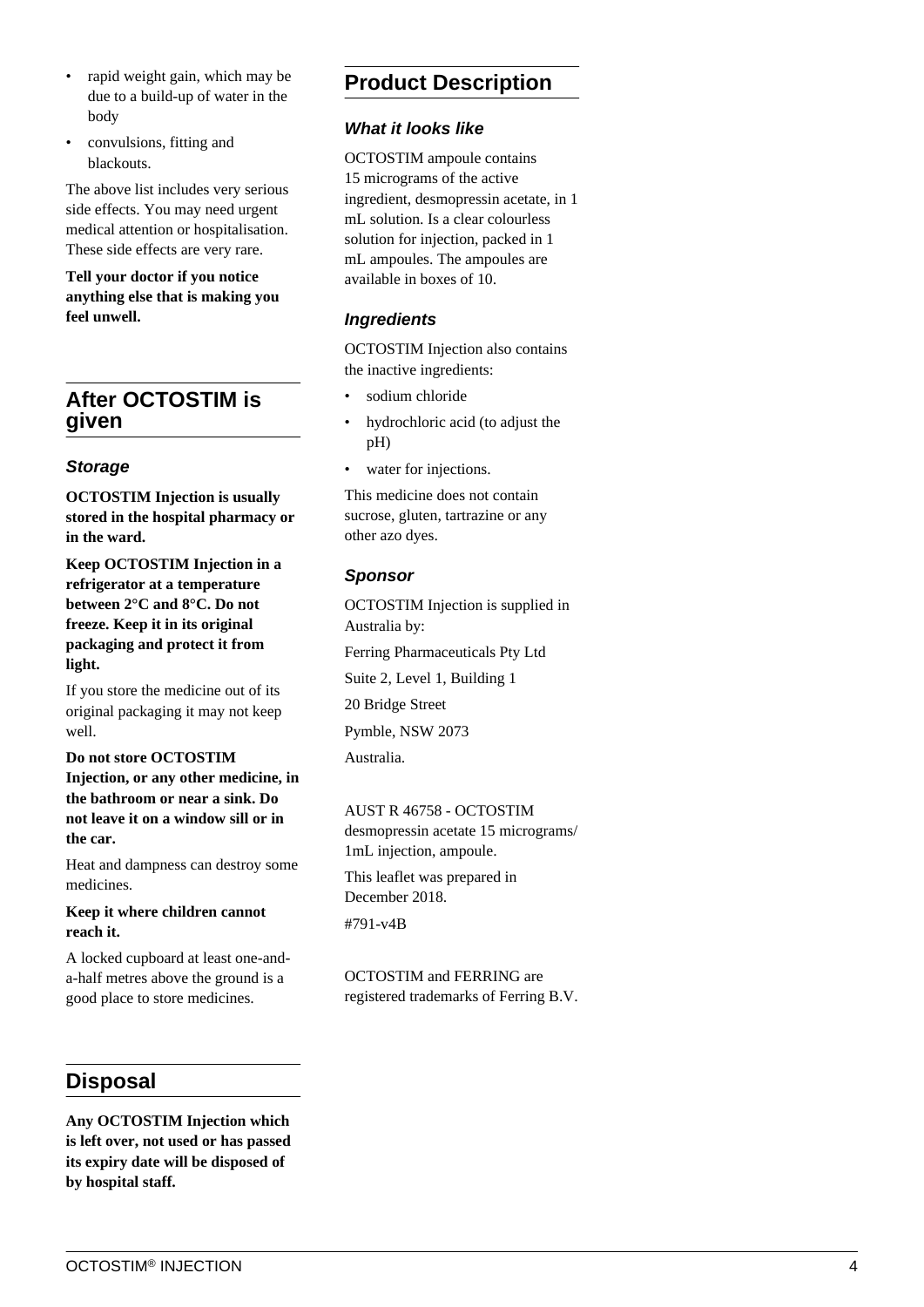- rapid weight gain, which may be due to a build-up of water in the body
- convulsions, fitting and blackouts.

The above list includes very serious side effects. You may need urgent medical attention or hospitalisation. These side effects are very rare.

**Tell your doctor if you notice anything else that is making you feel unwell.**

## After OCTOSTIM is given

### *Storage*

**OCTOSTIM Injection is usually stored in the hospital pharmacy or in the ward.**

**Keep OCTOSTIM Injection in a refrigerator at a temperature between 2°C and 8°C. Do not freeze. Keep it in its original packaging and protect it from light.**

If you store the medicine out of its original packaging it may not keep well.

**Do not store OCTOSTIM Injection, or any other medicine, in the bathroom or near a sink. Do not leave it on a window sill or in the car.**

Heat and dampness can destroy some medicines.

**Keep it where children cannot reach it.**

A locked cupboard at least one-and-a-half metres above the ground is a good place to store medicines.

## Disposal

**Any OCTOSTIM Injection which is left over, not used or has passed its expiry date will be disposed of by hospital staff.**

## Product Description

### *What it looks like*

OCTOSTIM ampoule contains 15 micrograms of the active ingredient, desmopressin acetate, in 1 mL solution. Is a clear colourless solution for injection, packed in 1 mL ampoules. The ampoules are available in boxes of 10.

### *Ingredients*

OCTOSTIM Injection also contains the inactive ingredients:

- sodium chloride
- hydrochloric acid (to adjust the pH)
- water for injections.

This medicine does not contain sucrose, gluten, tartrazine or any other azo dyes.

### *Sponsor*

OCTOSTIM Injection is supplied in Australia by:

Ferring Pharmaceuticals Pty Ltd

Suite 2, Level 1, Building 1

20 Bridge Street

Pymble, NSW 2073

Australia.

AUST R 46758 - OCTOSTIM desmopressin acetate 15 micrograms/ 1mL injection, ampoule.

This leaflet was prepared in December 2018.

#791-v4B

OCTOSTIM and FERRING are registered trademarks of Ferring B.V.